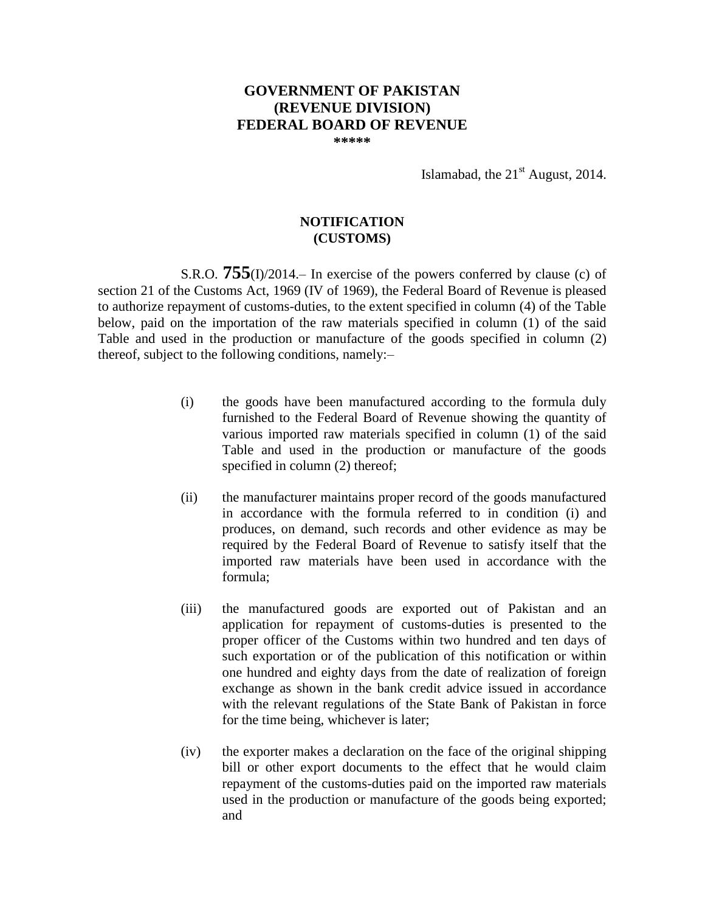**GOVERNMENT OF PAKISTAN**
**(REVENUE DIVISION)**
**FEDERAL BOARD OF REVENUE**
**\*\*\*\*\***

Islamabad, the 21st August, 2014.

**NOTIFICATION**
**(CUSTOMS)**

S.R.O. **755**(I)/2014.– In exercise of the powers conferred by clause (c) of section 21 of the Customs Act, 1969 (IV of 1969), the Federal Board of Revenue is pleased to authorize repayment of customs-duties, to the extent specified in column (4) of the Table below, paid on the importation of the raw materials specified in column (1) of the said Table and used in the production or manufacture of the goods specified in column (2) thereof, subject to the following conditions, namely:–

(i) the goods have been manufactured according to the formula duly furnished to the Federal Board of Revenue showing the quantity of various imported raw materials specified in column (1) of the said Table and used in the production or manufacture of the goods specified in column (2) thereof;

(ii) the manufacturer maintains proper record of the goods manufactured in accordance with the formula referred to in condition (i) and produces, on demand, such records and other evidence as may be required by the Federal Board of Revenue to satisfy itself that the imported raw materials have been used in accordance with the formula;

(iii) the manufactured goods are exported out of Pakistan and an application for repayment of customs-duties is presented to the proper officer of the Customs within two hundred and ten days of such exportation or of the publication of this notification or within one hundred and eighty days from the date of realization of foreign exchange as shown in the bank credit advice issued in accordance with the relevant regulations of the State Bank of Pakistan in force for the time being, whichever is later;

(iv) the exporter makes a declaration on the face of the original shipping bill or other export documents to the effect that he would claim repayment of the customs-duties paid on the imported raw materials used in the production or manufacture of the goods being exported; and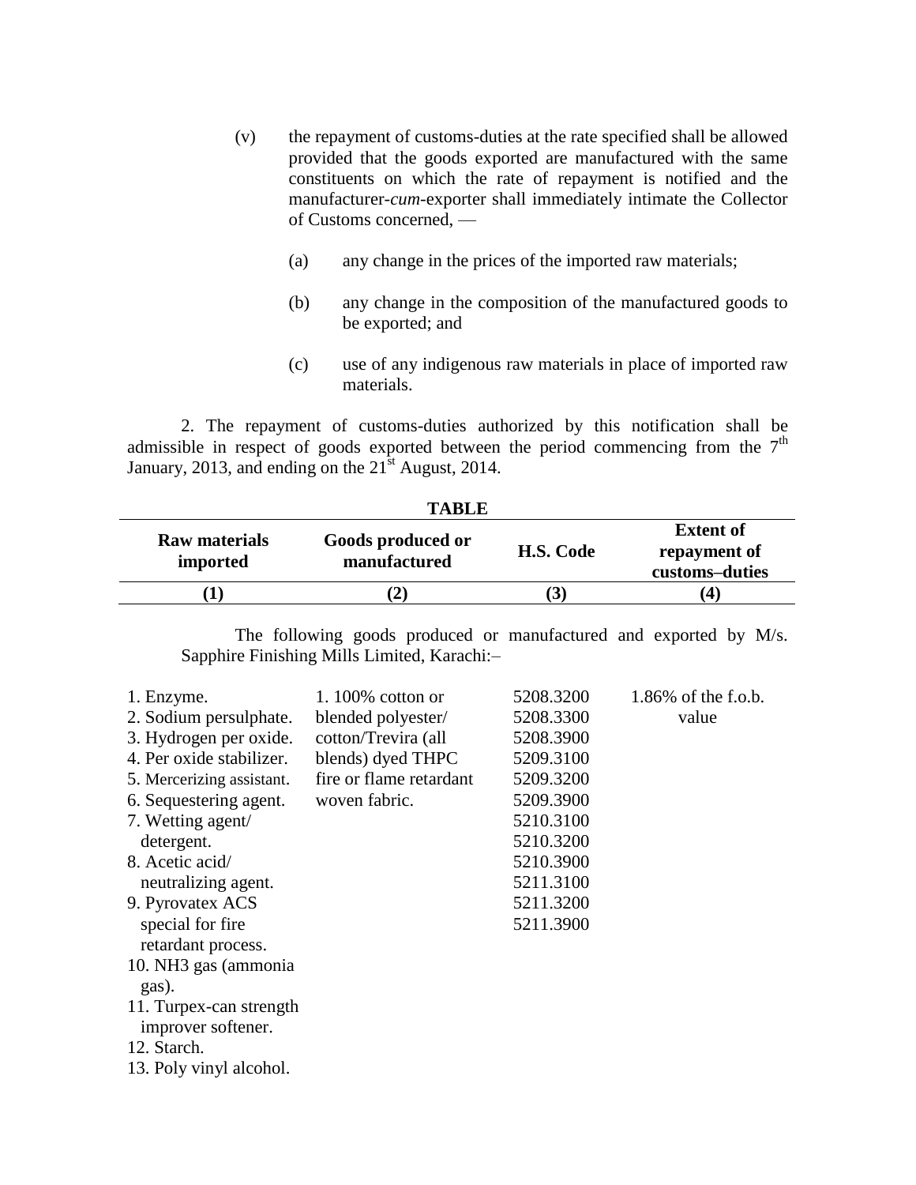(v) the repayment of customs-duties at the rate specified shall be allowed provided that the goods exported are manufactured with the same constituents on which the rate of repayment is notified and the manufacturer-*cum*-exporter shall immediately intimate the Collector of Customs concerned, —

(a) any change in the prices of the imported raw materials;

(b) any change in the composition of the manufactured goods to be exported; and

(c) use of any indigenous raw materials in place of imported raw materials.

2. The repayment of customs-duties authorized by this notification shall be admissible in respect of goods exported between the period commencing from the 7th January, 2013, and ending on the 21st August, 2014.

**TABLE**

| Raw materials imported | Goods produced or manufactured | H.S. Code | Extent of repayment of customs–duties |
|---|---|---|---|
| (1) | (2) | (3) | (4) |
| The following goods produced or manufactured and exported by M/s. Sapphire Finishing Mills Limited, Karachi:– | | | |
| 1. Enzyme.<br>2. Sodium persulphate.<br>3. Hydrogen per oxide.<br>4. Per oxide stabilizer.<br>5. Mercerizing assistant.<br>6. Sequestering agent.<br>7. Wetting agent/ detergent.<br>8. Acetic acid/ neutralizing agent.<br>9. Pyrovatex ACS special for fire retardant process.<br>10. NH3 gas (ammonia gas).<br>11. Turpex-can strength improver softener.<br>12. Starch.<br>13. Poly vinyl alcohol. | 1. 100% cotton or blended polyester/ cotton/Trevira (all blends) dyed THPC fire or flame retardant woven fabric. | 5208.3200<br>5208.3300<br>5208.3900<br>5209.3100<br>5209.3200<br>5209.3900<br>5210.3100<br>5210.3200<br>5210.3900<br>5211.3100<br>5211.3200<br>5211.3900 | 1.86% of the f.o.b. value |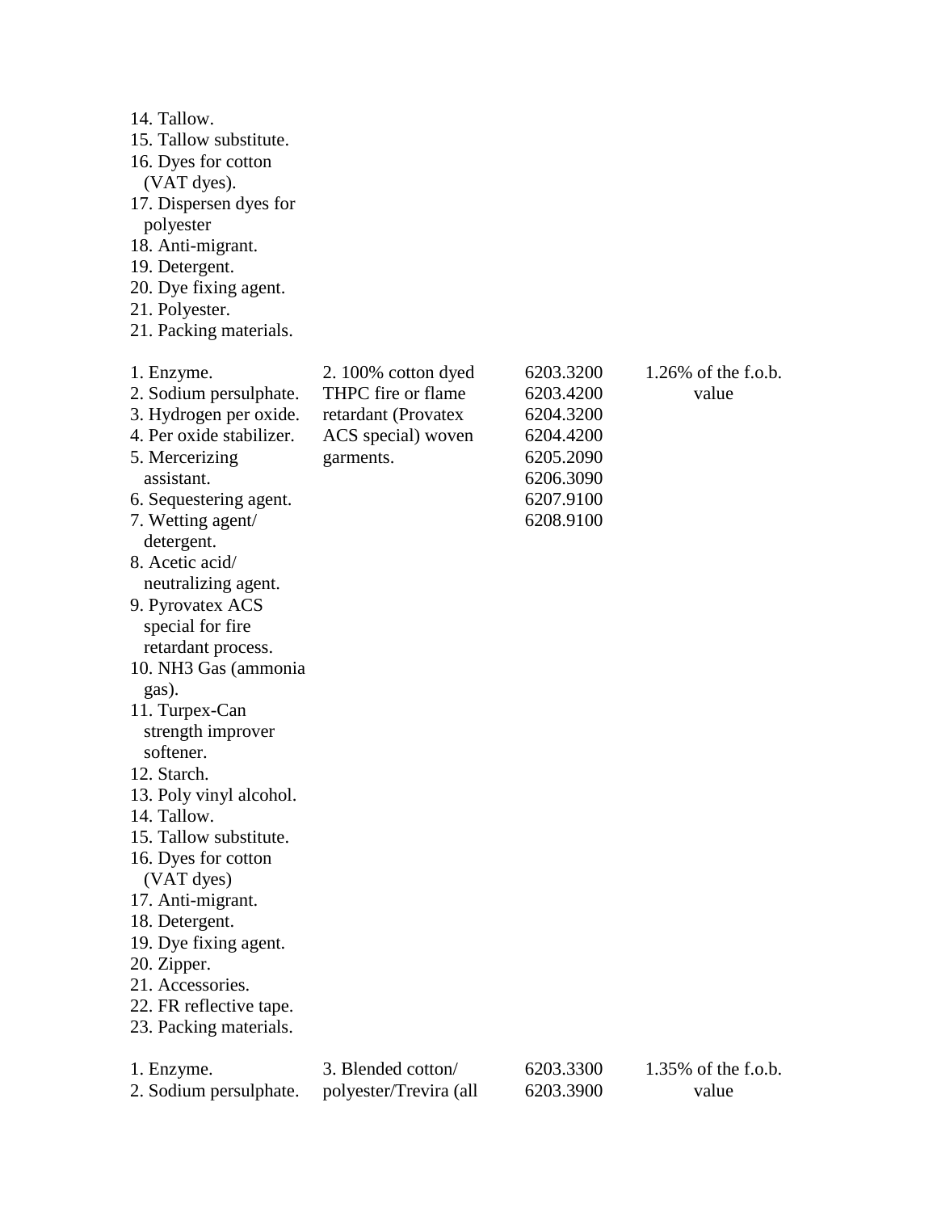| | | | |
|---|---|---|---|
| 14. Tallow.<br>15. Tallow substitute.<br>16. Dyes for cotton (VAT dyes).<br>17. Dispersen dyes for polyester<br>18. Anti-migrant.<br>19. Detergent.<br>20. Dye fixing agent.<br>21. Polyester.<br>21. Packing materials. | | | |
| 1. Enzyme.<br>2. Sodium persulphate.<br>3. Hydrogen per oxide.<br>4. Per oxide stabilizer.<br>5. Mercerizing assistant.<br>6. Sequestering agent.<br>7. Wetting agent/ detergent.<br>8. Acetic acid/ neutralizing agent.<br>9. Pyrovatex ACS special for fire retardant process.<br>10. NH3 Gas (ammonia gas).<br>11. Turpex-Can strength improver softener.<br>12. Starch.<br>13. Poly vinyl alcohol.<br>14. Tallow.<br>15. Tallow substitute.<br>16. Dyes for cotton (VAT dyes)<br>17. Anti-migrant.<br>18. Detergent.<br>19. Dye fixing agent.<br>20. Zipper.<br>21. Accessories.<br>22. FR reflective tape.<br>23. Packing materials. | 2. 100% cotton dyed THPC fire or flame retardant (Provatex ACS special) woven garments. | 6203.3200<br>6203.4200<br>6204.3200<br>6204.4200<br>6205.2090<br>6206.3090<br>6207.9100<br>6208.9100 | 1.26% of the f.o.b. value |
| 1. Enzyme.<br>2. Sodium persulphate. | 3. Blended cotton/ polyester/Trevira (all | 6203.3300<br>6203.3900 | 1.35% of the f.o.b. value |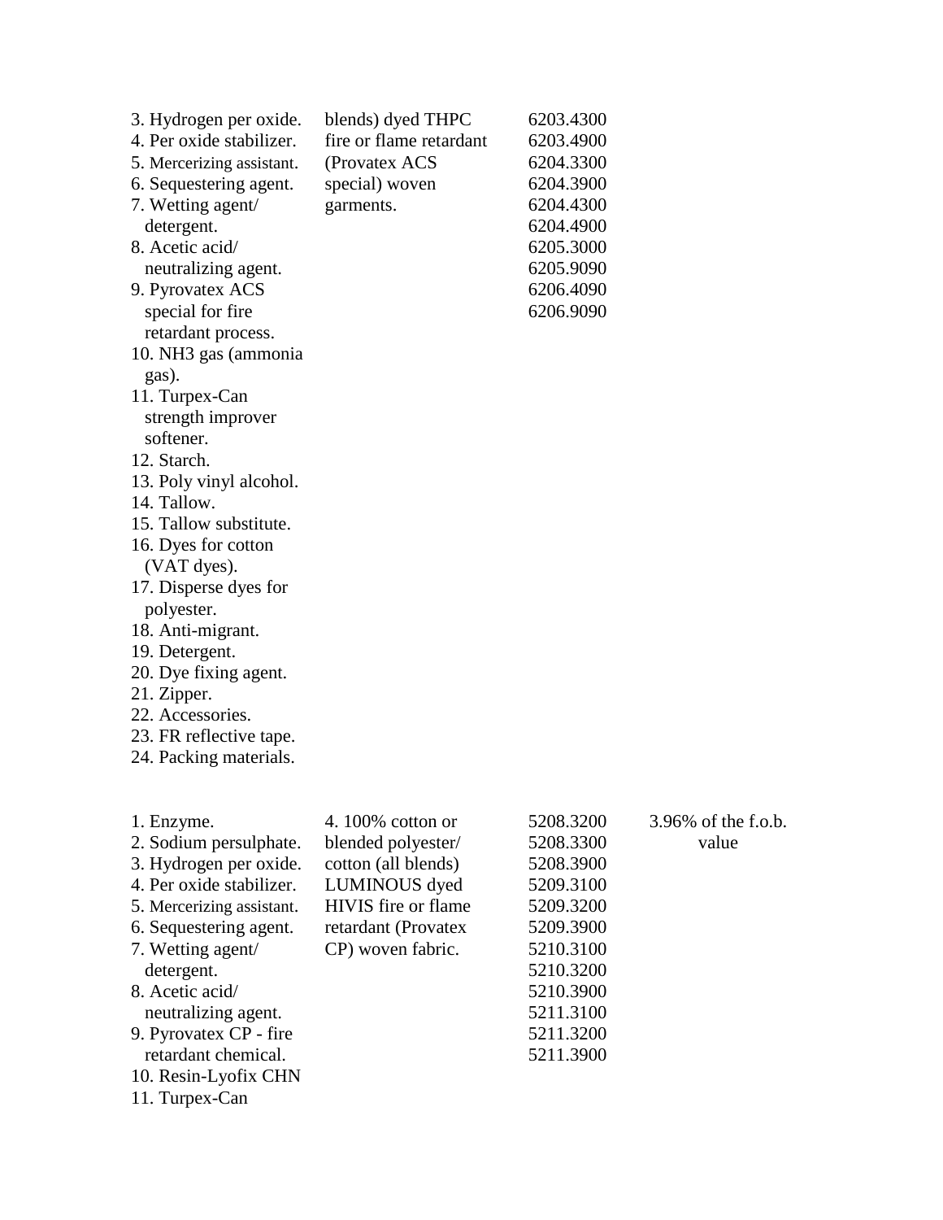| | | | |
|---|---|---|---|
| 3. Hydrogen per oxide.<br>4. Per oxide stabilizer.<br>5. Mercerizing assistant.<br>6. Sequestering agent.<br>7. Wetting agent/ detergent.<br>8. Acetic acid/ neutralizing agent.<br>9. Pyrovatex ACS special for fire retardant process.<br>10. NH3 gas (ammonia gas).<br>11. Turpex-Can strength improver softener.<br>12. Starch.<br>13. Poly vinyl alcohol.<br>14. Tallow.<br>15. Tallow substitute.<br>16. Dyes for cotton (VAT dyes).<br>17. Disperse dyes for polyester.<br>18. Anti-migrant.<br>19. Detergent.<br>20. Dye fixing agent.<br>21. Zipper.<br>22. Accessories.<br>23. FR reflective tape.<br>24. Packing materials. | blends) dyed THPC fire or flame retardant (Provatex ACS special) woven garments. | 6203.4300<br>6203.4900<br>6204.3300<br>6204.3900<br>6204.4300<br>6204.4900<br>6205.3000<br>6205.9090<br>6206.4090<br>6206.9090 | |
| 1. Enzyme.<br>2. Sodium persulphate.<br>3. Hydrogen per oxide.<br>4. Per oxide stabilizer.<br>5. Mercerizing assistant.<br>6. Sequestering agent.<br>7. Wetting agent/ detergent.<br>8. Acetic acid/ neutralizing agent.<br>9. Pyrovatex CP - fire retardant chemical.<br>10. Resin-Lyofix CHN<br>11. Turpex-Can | 4. 100% cotton or blended polyester/ cotton (all blends) LUMINOUS dyed HIVIS fire or flame retardant (Provatex CP) woven fabric. | 5208.3200<br>5208.3300<br>5208.3900<br>5209.3100<br>5209.3200<br>5209.3900<br>5210.3100<br>5210.3200<br>5210.3900<br>5211.3100<br>5211.3200<br>5211.3900 | 3.96% of the f.o.b. value |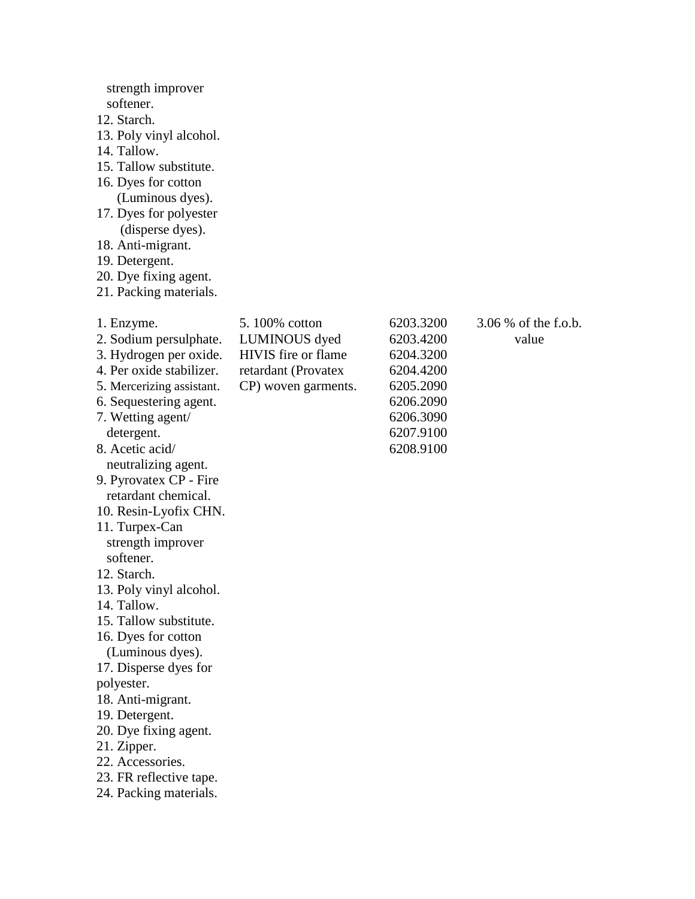| | | | |
|---|---|---|---|
| strength improver softener.<br>12. Starch.<br>13. Poly vinyl alcohol.<br>14. Tallow.<br>15. Tallow substitute.<br>16. Dyes for cotton (Luminous dyes).<br>17. Dyes for polyester (disperse dyes).<br>18. Anti-migrant.<br>19. Detergent.<br>20. Dye fixing agent.<br>21. Packing materials. | | | |
| 1. Enzyme.<br>2. Sodium persulphate.<br>3. Hydrogen per oxide.<br>4. Per oxide stabilizer.<br>5. Mercerizing assistant.<br>6. Sequestering agent.<br>7. Wetting agent/ detergent.<br>8. Acetic acid/ neutralizing agent.<br>9. Pyrovatex CP - Fire retardant chemical.<br>10. Resin-Lyofix CHN.<br>11. Turpex-Can strength improver softener.<br>12. Starch.<br>13. Poly vinyl alcohol.<br>14. Tallow.<br>15. Tallow substitute.<br>16. Dyes for cotton (Luminous dyes).<br>17. Disperse dyes for polyester.<br>18. Anti-migrant.<br>19. Detergent.<br>20. Dye fixing agent.<br>21. Zipper.<br>22. Accessories.<br>23. FR reflective tape.<br>24. Packing materials. | 5. 100% cotton LUMINOUS dyed HIVIS fire or flame retardant (Provatex CP) woven garments. | 6203.3200<br>6203.4200<br>6204.3200<br>6204.4200<br>6205.2090<br>6206.2090<br>6206.3090<br>6207.9100<br>6208.9100 | 3.06 % of the f.o.b. value |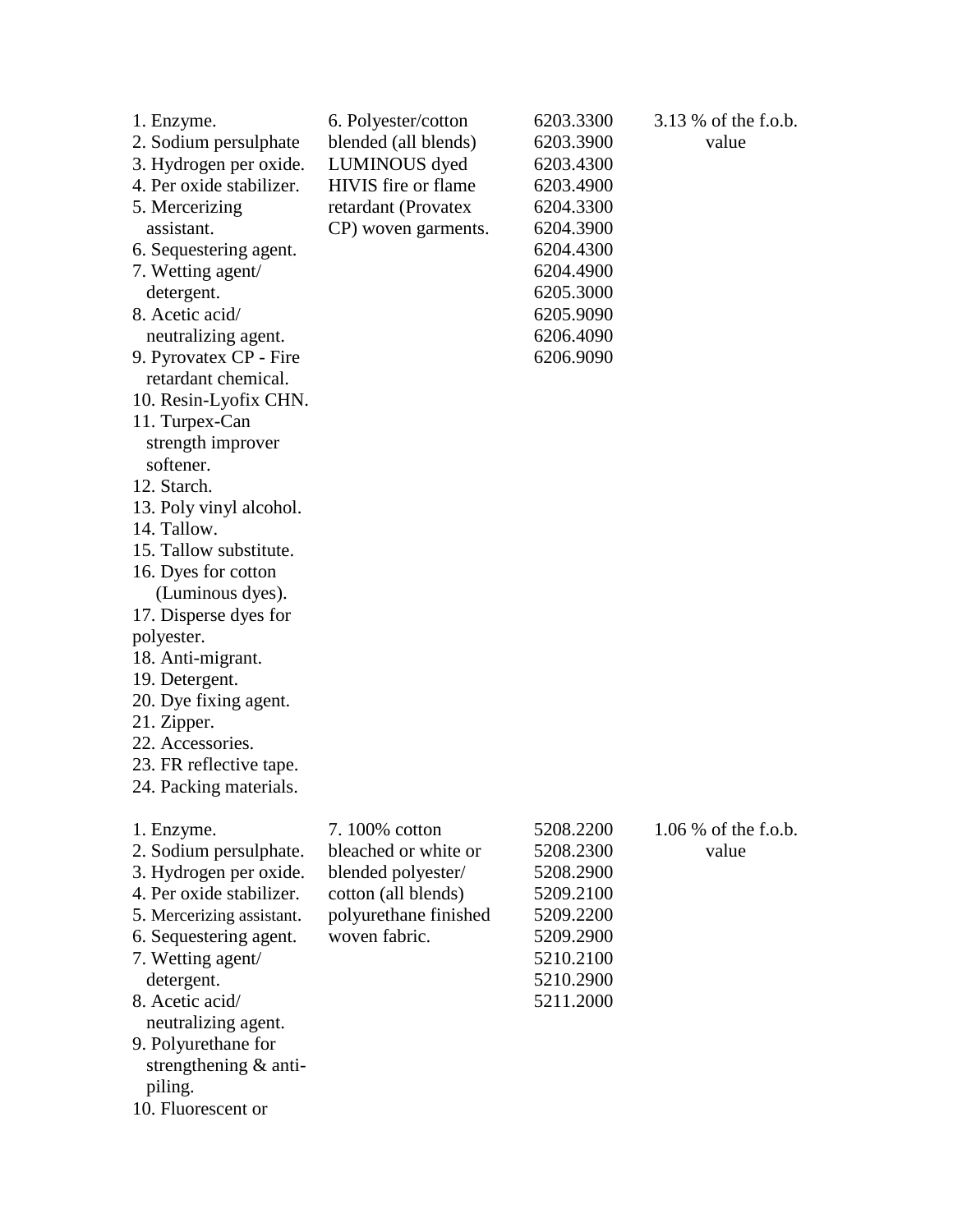| | | | |
|---|---|---|---|
| 1. Enzyme.<br>2. Sodium persulphate<br>3. Hydrogen per oxide.<br>4. Per oxide stabilizer.<br>5. Mercerizing assistant.<br>6. Sequestering agent.<br>7. Wetting agent/ detergent.<br>8. Acetic acid/ neutralizing agent.<br>9. Pyrovatex CP - Fire retardant chemical.<br>10. Resin-Lyofix CHN.<br>11. Turpex-Can strength improver softener.<br>12. Starch.<br>13. Poly vinyl alcohol.<br>14. Tallow.<br>15. Tallow substitute.<br>16. Dyes for cotton (Luminous dyes).<br>17. Disperse dyes for polyester.<br>18. Anti-migrant.<br>19. Detergent.<br>20. Dye fixing agent.<br>21. Zipper.<br>22. Accessories.<br>23. FR reflective tape.<br>24. Packing materials. | 6. Polyester/cotton blended (all blends) LUMINOUS dyed HIVIS fire or flame retardant (Provatex CP) woven garments. | 6203.3300<br>6203.3900<br>6203.4300<br>6203.4900<br>6204.3300<br>6204.3900<br>6204.4300<br>6204.4900<br>6205.3000<br>6205.9090<br>6206.4090<br>6206.9090 | 3.13 % of the f.o.b. value |
| 1. Enzyme.<br>2. Sodium persulphate.<br>3. Hydrogen per oxide.<br>4. Per oxide stabilizer.<br>5. Mercerizing assistant.<br>6. Sequestering agent.<br>7. Wetting agent/ detergent.<br>8. Acetic acid/ neutralizing agent.<br>9. Polyurethane for strengthening & anti-piling.<br>10. Fluorescent or | 7. 100% cotton bleached or white or blended polyester/ cotton (all blends) polyurethane finished woven fabric. | 5208.2200<br>5208.2300<br>5208.2900<br>5209.2100<br>5209.2200<br>5209.2900<br>5210.2100<br>5210.2900<br>5211.2000 | 1.06 % of the f.o.b. value |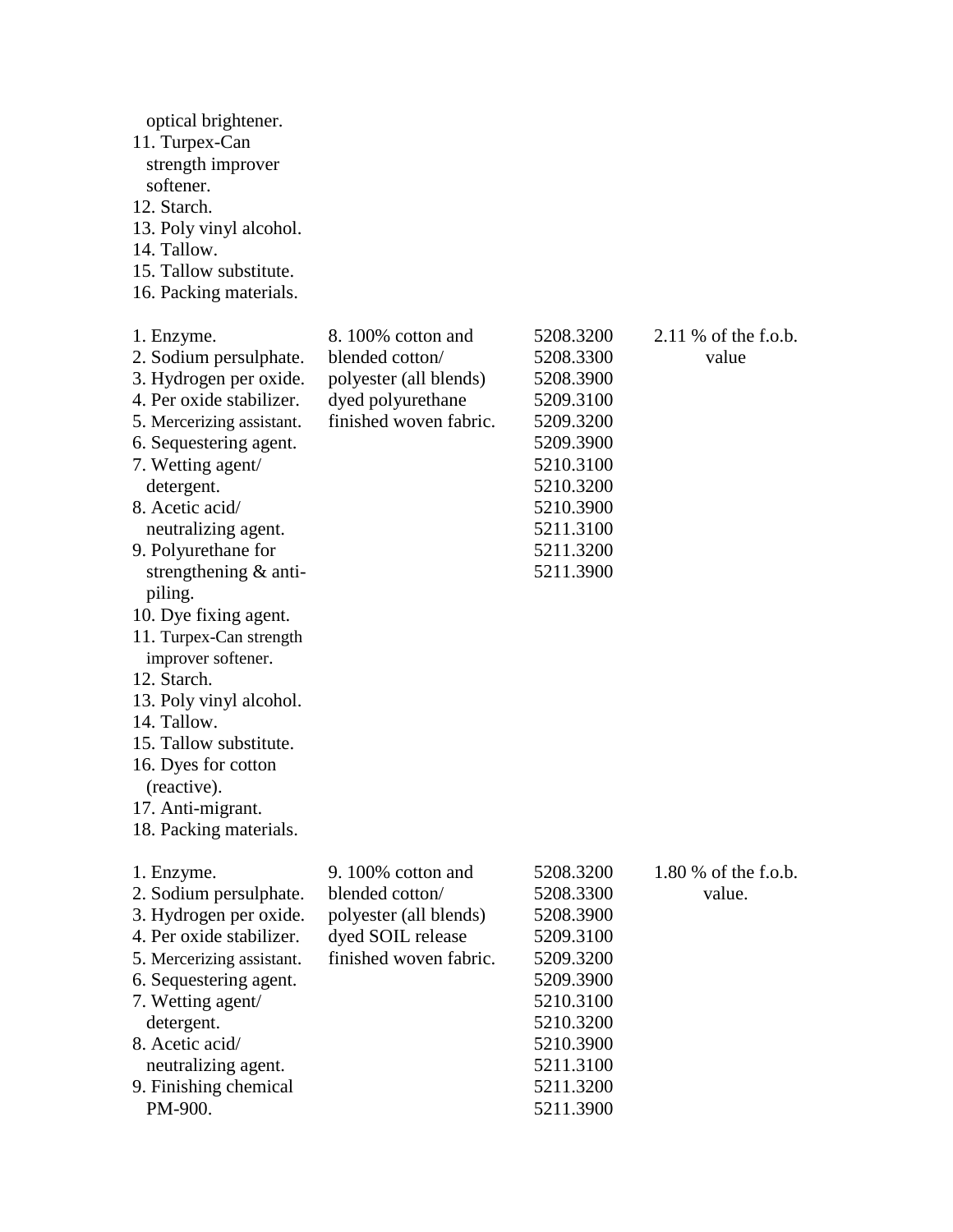| | | | |
|---|---|---|---|
| optical brightener.<br>11. Turpex-Can strength improver softener.<br>12. Starch.<br>13. Poly vinyl alcohol.<br>14. Tallow.<br>15. Tallow substitute.<br>16. Packing materials. | | | |
| 1. Enzyme.<br>2. Sodium persulphate.<br>3. Hydrogen per oxide.<br>4. Per oxide stabilizer.<br>5. Mercerizing assistant.<br>6. Sequestering agent.<br>7. Wetting agent/ detergent.<br>8. Acetic acid/ neutralizing agent.<br>9. Polyurethane for strengthening & anti-piling.<br>10. Dye fixing agent.<br>11. Turpex-Can strength improver softener.<br>12. Starch.<br>13. Poly vinyl alcohol.<br>14. Tallow.<br>15. Tallow substitute.<br>16. Dyes for cotton (reactive).<br>17. Anti-migrant.<br>18. Packing materials. | 8. 100% cotton and blended cotton/ polyester (all blends) dyed polyurethane finished woven fabric. | 5208.3200<br>5208.3300<br>5208.3900<br>5209.3100<br>5209.3200<br>5209.3900<br>5210.3100<br>5210.3200<br>5210.3900<br>5211.3100<br>5211.3200<br>5211.3900 | 2.11 % of the f.o.b. value |
| 1. Enzyme.<br>2. Sodium persulphate.<br>3. Hydrogen per oxide.<br>4. Per oxide stabilizer.<br>5. Mercerizing assistant.<br>6. Sequestering agent.<br>7. Wetting agent/ detergent.<br>8. Acetic acid/ neutralizing agent.<br>9. Finishing chemical PM-900. | 9. 100% cotton and blended cotton/ polyester (all blends) dyed SOIL release finished woven fabric. | 5208.3200<br>5208.3300<br>5208.3900<br>5209.3100<br>5209.3200<br>5209.3900<br>5210.3100<br>5210.3200<br>5210.3900<br>5211.3100<br>5211.3200<br>5211.3900 | 1.80 % of the f.o.b. value. |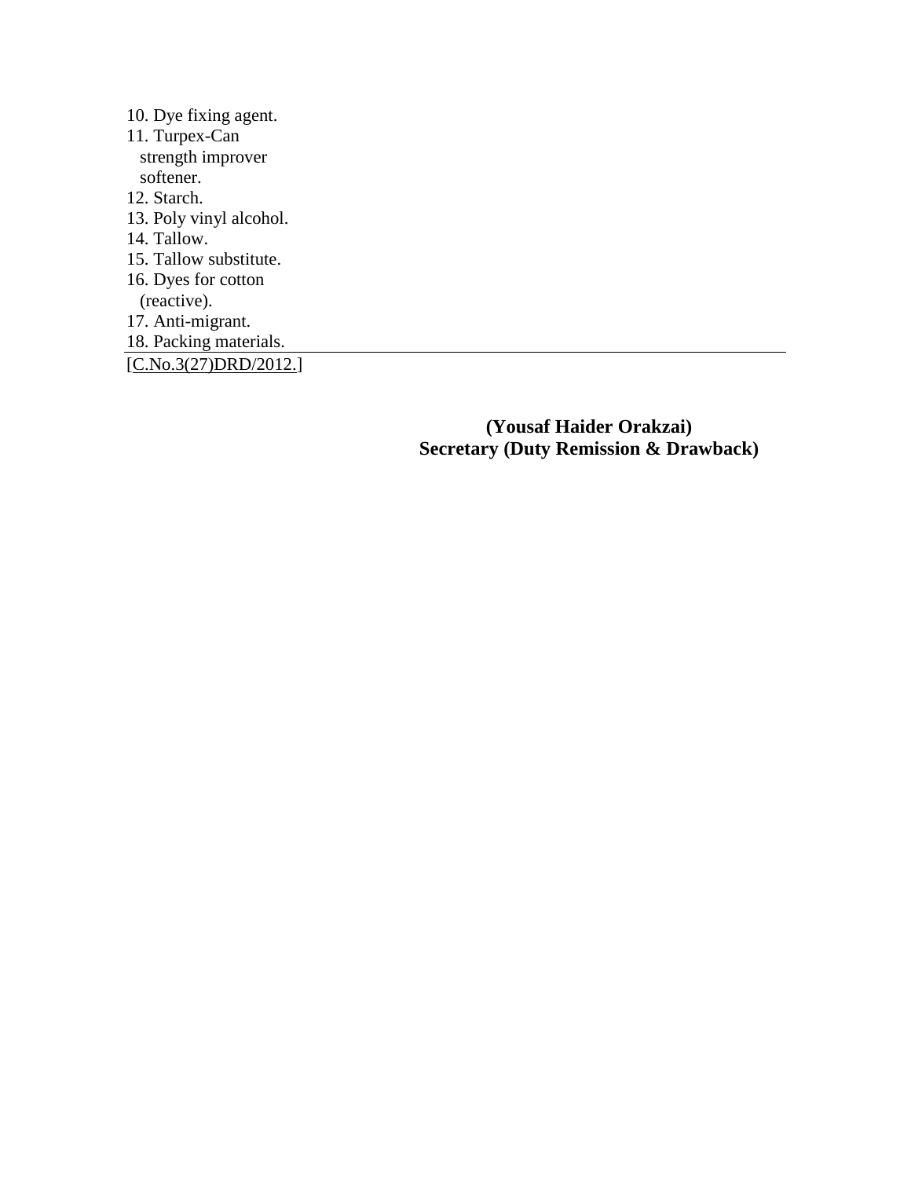10. Dye fixing agent.
11. Turpex-Can
   strength improver
   softener.
12. Starch.
13. Poly vinyl alcohol.
14. Tallow.
15. Tallow substitute.
16. Dyes for cotton
   (reactive).
17. Anti-migrant.
18. Packing materials.

[C.No.3(27)DRD/2012.]

**(Yousaf Haider Orakzai)**
**Secretary (Duty Remission & Drawback)**